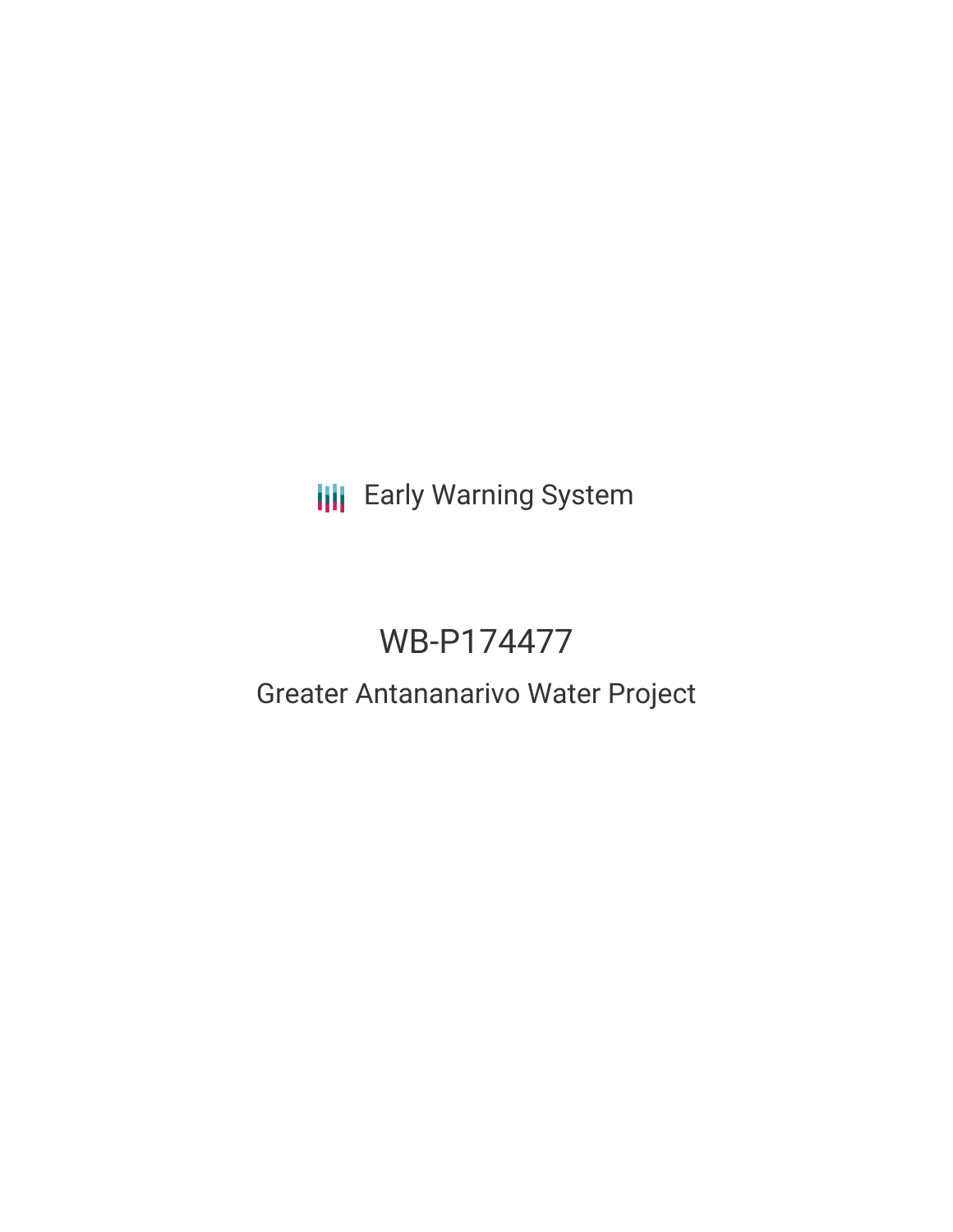Early Warning System

# WB-P174477

## Greater Antananarivo Water Project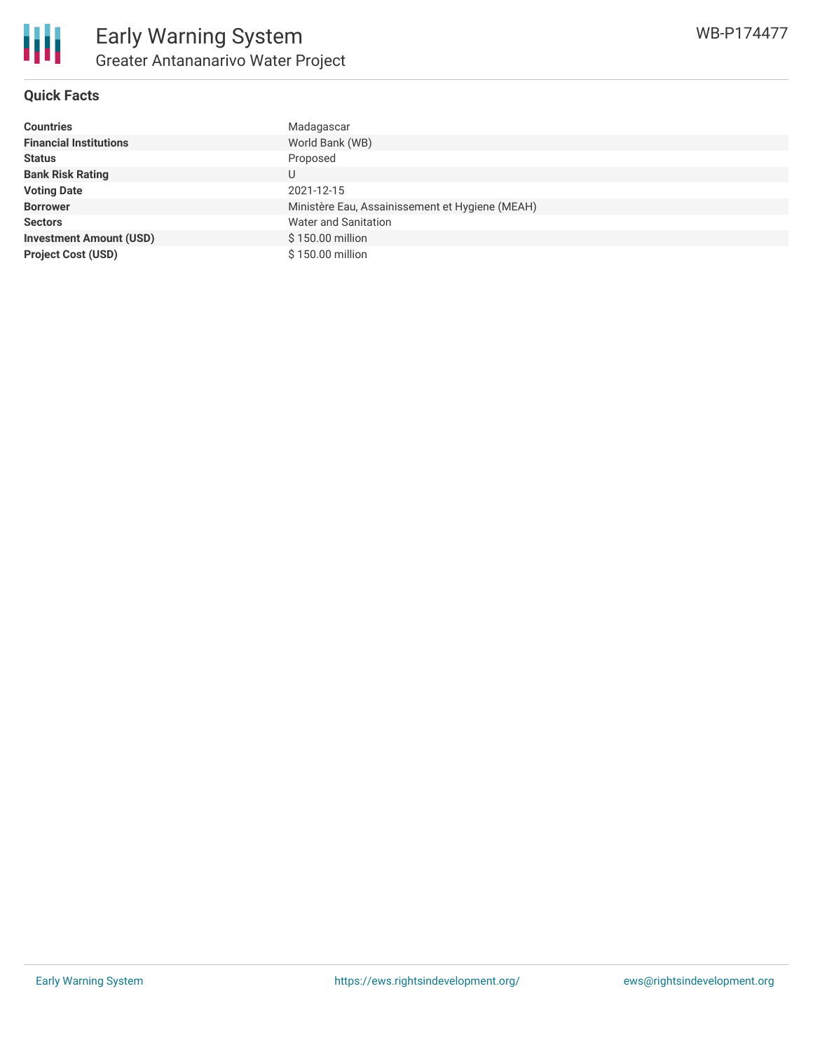## Quick Facts

| | |
|---|---|
| **Countries** | Madagascar |
| **Financial Institutions** | World Bank (WB) |
| **Status** | Proposed |
| **Bank Risk Rating** | U |
| **Voting Date** | 2021-12-15 |
| **Borrower** | Ministère Eau, Assainissement et Hygiene (MEAH) |
| **Sectors** | Water and Sanitation |
| **Investment Amount (USD)** | $ 150.00 million |
| **Project Cost (USD)** | $ 150.00 million |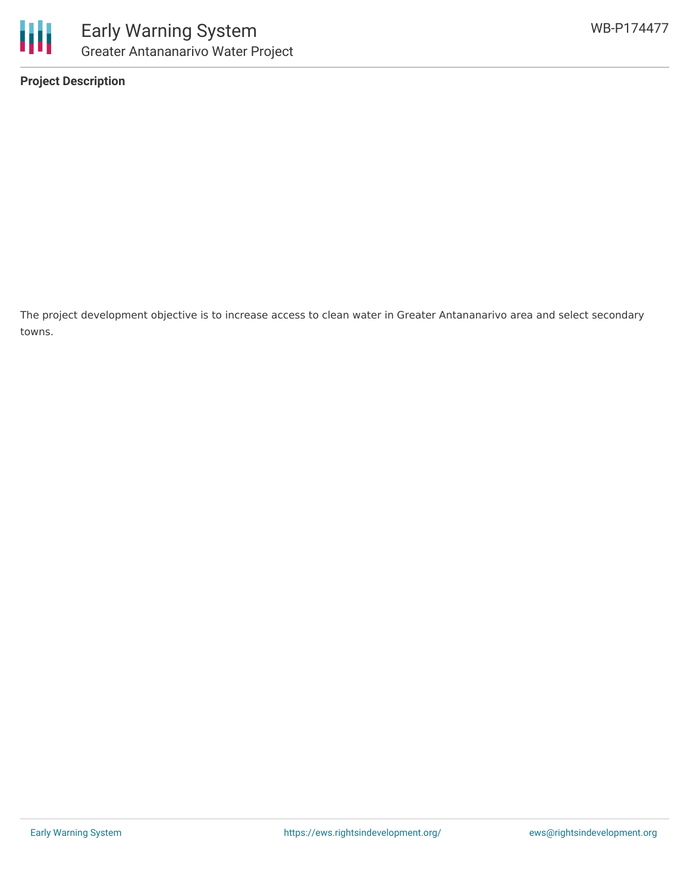**Project Description**

The project development objective is to increase access to clean water in Greater Antananarivo area and select secondary towns.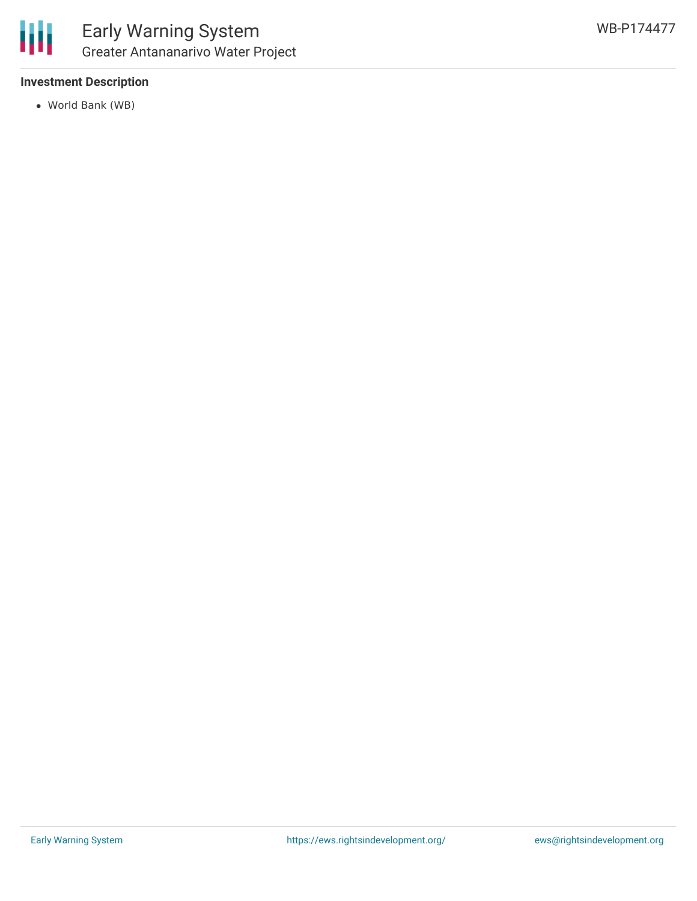### Investment Description

- World Bank (WB)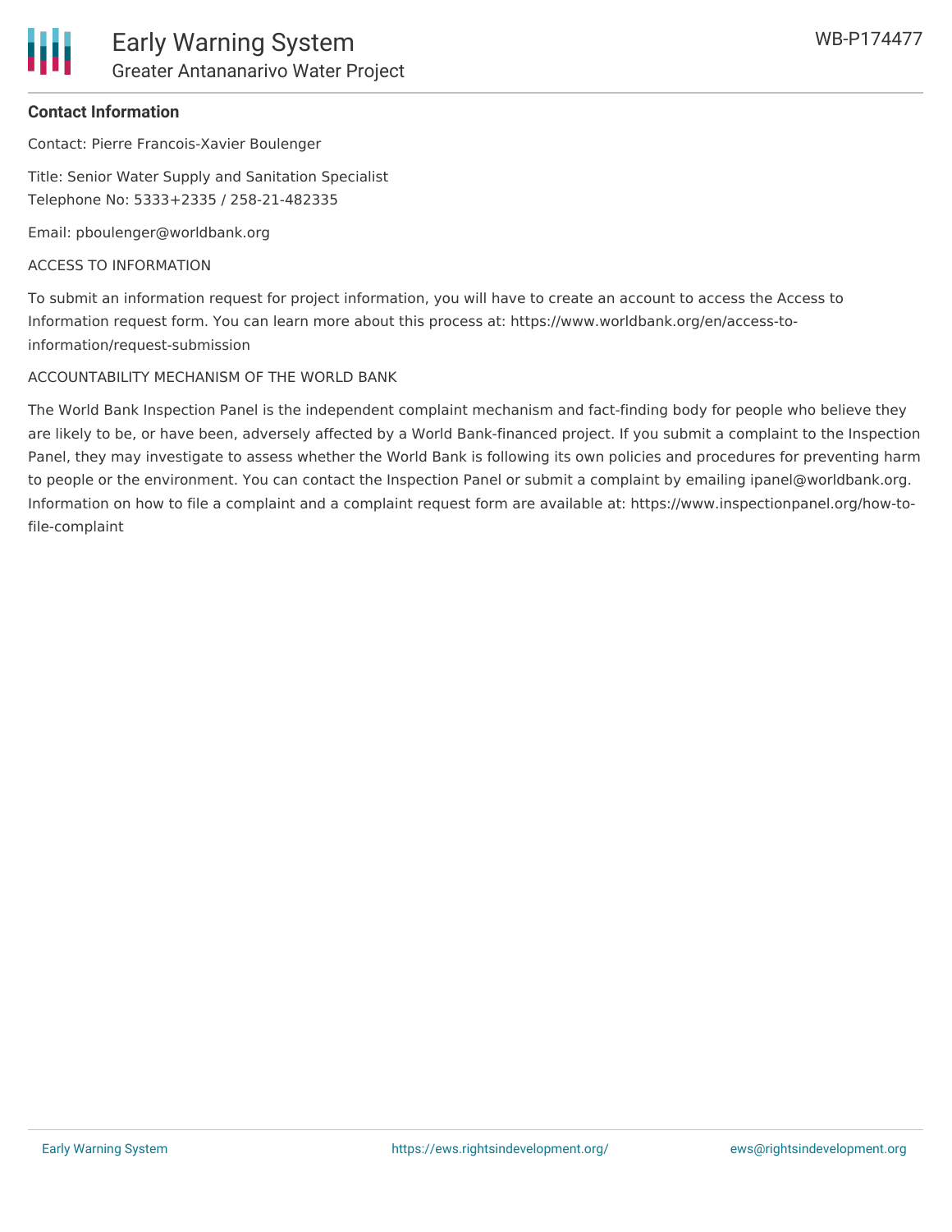**Contact Information**

Contact: Pierre Francois-Xavier Boulenger

Title: Senior Water Supply and Sanitation Specialist
Telephone No: 5333+2335 / 258-21-482335

Email: pboulenger@worldbank.org

ACCESS TO INFORMATION

To submit an information request for project information, you will have to create an account to access the Access to Information request form. You can learn more about this process at: https://www.worldbank.org/en/access-to-information/request-submission

ACCOUNTABILITY MECHANISM OF THE WORLD BANK

The World Bank Inspection Panel is the independent complaint mechanism and fact-finding body for people who believe they are likely to be, or have been, adversely affected by a World Bank-financed project. If you submit a complaint to the Inspection Panel, they may investigate to assess whether the World Bank is following its own policies and procedures for preventing harm to people or the environment. You can contact the Inspection Panel or submit a complaint by emailing ipanel@worldbank.org. Information on how to file a complaint and a complaint request form are available at: https://www.inspectionpanel.org/how-to-file-complaint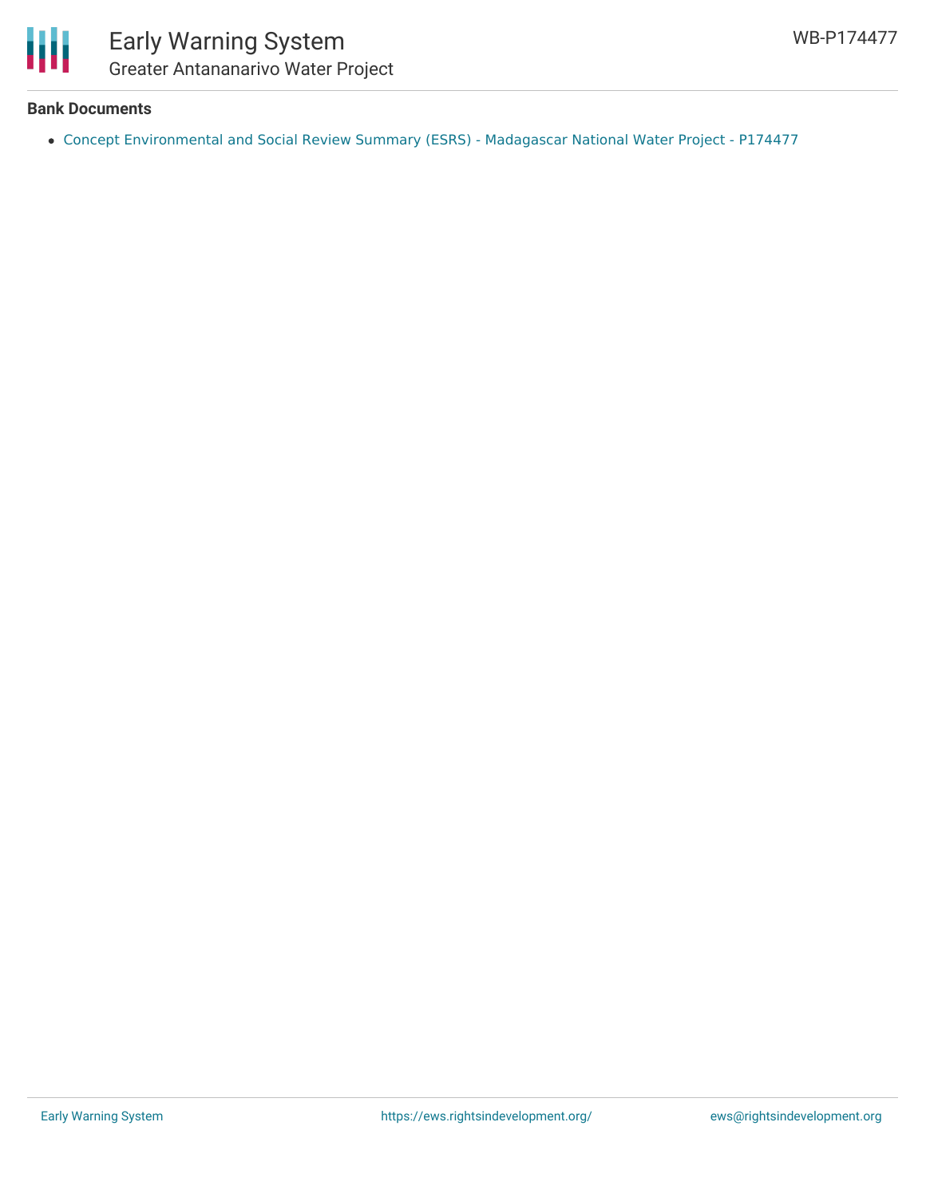**Bank Documents**

- Concept Environmental and Social Review Summary (ESRS) - Madagascar National Water Project - P174477